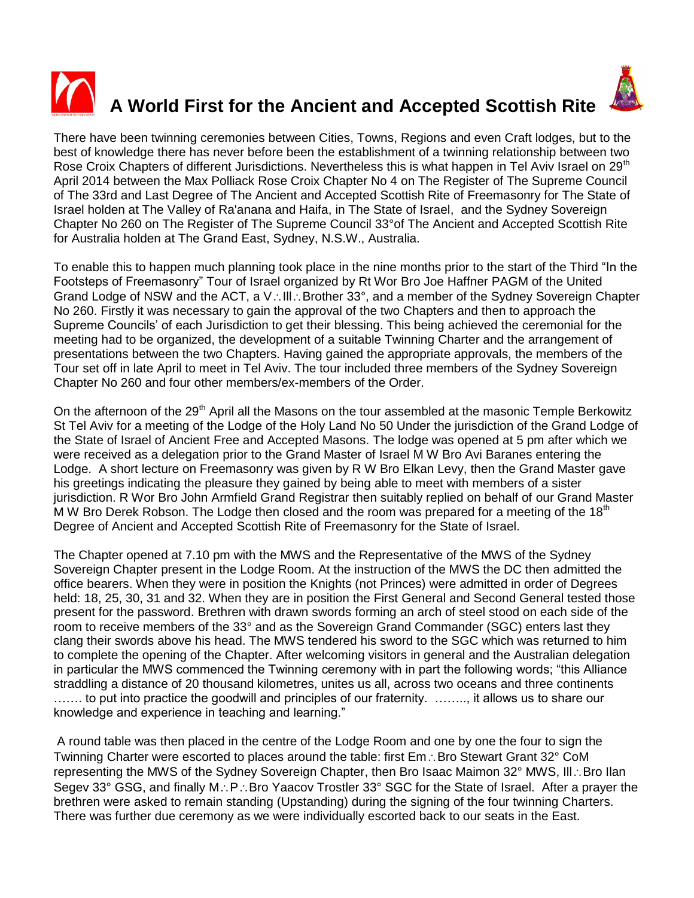# A World First for the Ancient and Accepted Scottish Rite

There have been twinning ceremonies between Cities, Towns, Regions and even Craft lodges, but to the best of knowledge there has never before been the establishment of a twinning relationship between two Rose Croix Chapters of different Jurisdictions. Nevertheless this is what happen in Tel Aviv Israel on 29th April 2014 between the Max Polliack Rose Croix Chapter No 4 on The Register of The Supreme Council of The 33rd and Last Degree of The Ancient and Accepted Scottish Rite of Freemasonry for The State of Israel holden at The Valley of Ra'anana and Haifa, in The State of Israel, and the Sydney Sovereign Chapter No 260 on The Register of The Supreme Council 33°of The Ancient and Accepted Scottish Rite for Australia holden at The Grand East, Sydney, N.S.W., Australia.

To enable this to happen much planning took place in the nine months prior to the start of the Third "In the Footsteps of Freemasonry" Tour of Israel organized by Rt Wor Bro Joe Haffner PAGM of the United Grand Lodge of NSW and the ACT, a V∴Ill∴Brother 33°, and a member of the Sydney Sovereign Chapter No 260. Firstly it was necessary to gain the approval of the two Chapters and then to approach the Supreme Councils' of each Jurisdiction to get their blessing. This being achieved the ceremonial for the meeting had to be organized, the development of a suitable Twinning Charter and the arrangement of presentations between the two Chapters. Having gained the appropriate approvals, the members of the Tour set off in late April to meet in Tel Aviv. The tour included three members of the Sydney Sovereign Chapter No 260 and four other members/ex-members of the Order.

On the afternoon of the 29th April all the Masons on the tour assembled at the masonic Temple Berkowitz St Tel Aviv for a meeting of the Lodge of the Holy Land No 50 Under the jurisdiction of the Grand Lodge of the State of Israel of Ancient Free and Accepted Masons. The lodge was opened at 5 pm after which we were received as a delegation prior to the Grand Master of Israel M W Bro Avi Baranes entering the Lodge. A short lecture on Freemasonry was given by R W Bro Elkan Levy, then the Grand Master gave his greetings indicating the pleasure they gained by being able to meet with members of a sister jurisdiction. R Wor Bro John Armfield Grand Registrar then suitably replied on behalf of our Grand Master M W Bro Derek Robson. The Lodge then closed and the room was prepared for a meeting of the 18th Degree of Ancient and Accepted Scottish Rite of Freemasonry for the State of Israel.

The Chapter opened at 7.10 pm with the MWS and the Representative of the MWS of the Sydney Sovereign Chapter present in the Lodge Room. At the instruction of the MWS the DC then admitted the office bearers. When they were in position the Knights (not Princes) were admitted in order of Degrees held: 18, 25, 30, 31 and 32. When they are in position the First General and Second General tested those present for the password. Brethren with drawn swords forming an arch of steel stood on each side of the room to receive members of the 33° and as the Sovereign Grand Commander (SGC) enters last they clang their swords above his head. The MWS tendered his sword to the SGC which was returned to him to complete the opening of the Chapter. After welcoming visitors in general and the Australian delegation in particular the MWS commenced the Twinning ceremony with in part the following words; "this Alliance straddling a distance of 20 thousand kilometres, unites us all, across two oceans and three continents ……. to put into practice the goodwill and principles of our fraternity. …….., it allows us to share our knowledge and experience in teaching and learning."

A round table was then placed in the centre of the Lodge Room and one by one the four to sign the Twinning Charter were escorted to places around the table: first Em∴Bro Stewart Grant 32° CoM representing the MWS of the Sydney Sovereign Chapter, then Bro Isaac Maimon 32° MWS, Ill∴Bro Ilan Segev 33° GSG, and finally M∴P∴Bro Yaacov Trostler 33° SGC for the State of Israel. After a prayer the brethren were asked to remain standing (Upstanding) during the signing of the four twinning Charters. There was further due ceremony as we were individually escorted back to our seats in the East.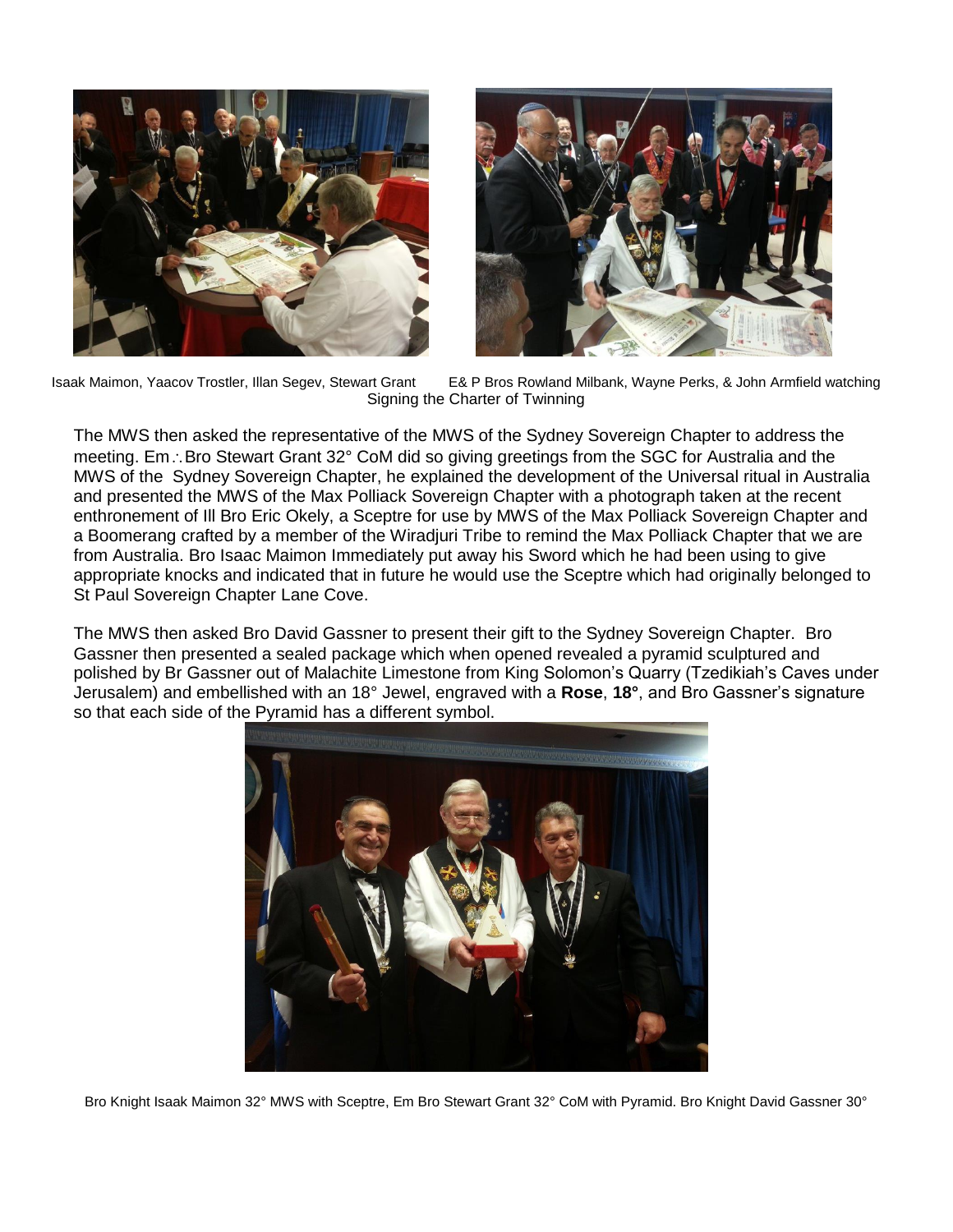Isaak Maimon, Yaacov Trostler, Illan Segev, Stewart Grant E& P Bros Rowland Milbank, Wayne Perks, & John Armfield watching

Signing the Charter of Twinning

The MWS then asked the representative of the MWS of the Sydney Sovereign Chapter to address the meeting. Em∴Bro Stewart Grant 32° CoM did so giving greetings from the SGC for Australia and the MWS of the Sydney Sovereign Chapter, he explained the development of the Universal ritual in Australia and presented the MWS of the Max Polliack Sovereign Chapter with a photograph taken at the recent enthronement of Ill Bro Eric Okely, a Sceptre for use by MWS of the Max Polliack Sovereign Chapter and a Boomerang crafted by a member of the Wiradjuri Tribe to remind the Max Polliack Chapter that we are from Australia. Bro Isaac Maimon Immediately put away his Sword which he had been using to give appropriate knocks and indicated that in future he would use the Sceptre which had originally belonged to St Paul Sovereign Chapter Lane Cove.

The MWS then asked Bro David Gassner to present their gift to the Sydney Sovereign Chapter. Bro Gassner then presented a sealed package which when opened revealed a pyramid sculptured and polished by Br Gassner out of Malachite Limestone from King Solomon's Quarry (Tzedikiah's Caves under Jerusalem) and embellished with an 18° Jewel, engraved with a **Rose**, **18°**, and Bro Gassner's signature so that each side of the Pyramid has a different symbol.

Bro Knight Isaak Maimon 32° MWS with Sceptre, Em Bro Stewart Grant 32° CoM with Pyramid. Bro Knight David Gassner 30°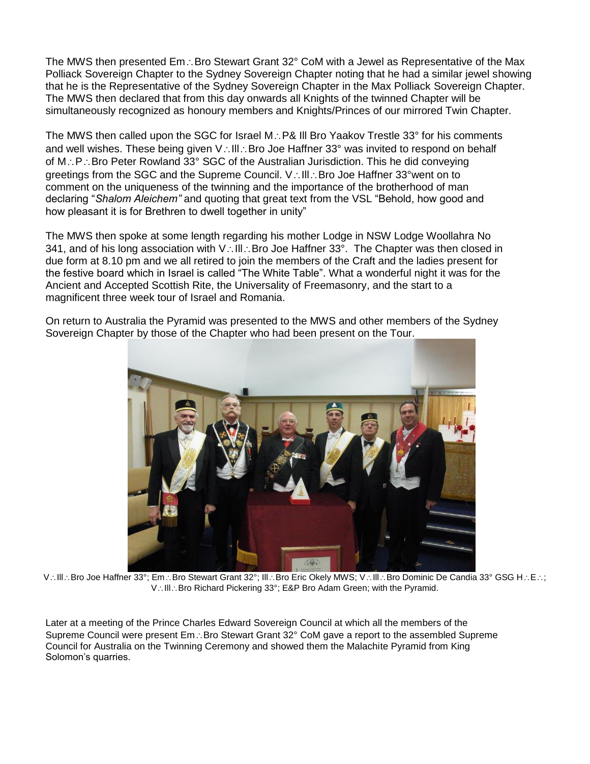The MWS then presented Em∴Bro Stewart Grant 32° CoM with a Jewel as Representative of the Max Polliack Sovereign Chapter to the Sydney Sovereign Chapter noting that he had a similar jewel showing that he is the Representative of the Sydney Sovereign Chapter in the Max Polliack Sovereign Chapter. The MWS then declared that from this day onwards all Knights of the twinned Chapter will be simultaneously recognized as honoury members and Knights/Princes of our mirrored Twin Chapter.

The MWS then called upon the SGC for Israel M∴P& Ill Bro Yaakov Trestle 33° for his comments and well wishes. These being given V∴Ill∴Bro Joe Haffner 33° was invited to respond on behalf of M∴P∴Bro Peter Rowland 33° SGC of the Australian Jurisdiction. This he did conveying greetings from the SGC and the Supreme Council. V∴Ill∴Bro Joe Haffner 33°went on to comment on the uniqueness of the twinning and the importance of the brotherhood of man declaring "*Shalom Aleichem"* and quoting that great text from the VSL "Behold, how good and how pleasant it is for Brethren to dwell together in unity"

The MWS then spoke at some length regarding his mother Lodge in NSW Lodge Woollahra No 341, and of his long association with V∴Ill∴Bro Joe Haffner 33°. The Chapter was then closed in due form at 8.10 pm and we all retired to join the members of the Craft and the ladies present for the festive board which in Israel is called "The White Table". What a wonderful night it was for the Ancient and Accepted Scottish Rite, the Universality of Freemasonry, and the start to a magnificent three week tour of Israel and Romania.

On return to Australia the Pyramid was presented to the MWS and other members of the Sydney Sovereign Chapter by those of the Chapter who had been present on the Tour.

V∴Ill∴Bro Joe Haffner 33°; Em∴Bro Stewart Grant 32°; Ill∴Bro Eric Okely MWS; V∴Ill∴Bro Dominic De Candia 33° GSG H∴E∴; V∴Ill∴Bro Richard Pickering 33°; E&P Bro Adam Green; with the Pyramid.

Later at a meeting of the Prince Charles Edward Sovereign Council at which all the members of the Supreme Council were present Em∴Bro Stewart Grant 32° CoM gave a report to the assembled Supreme Council for Australia on the Twinning Ceremony and showed them the Malachite Pyramid from King Solomon's quarries.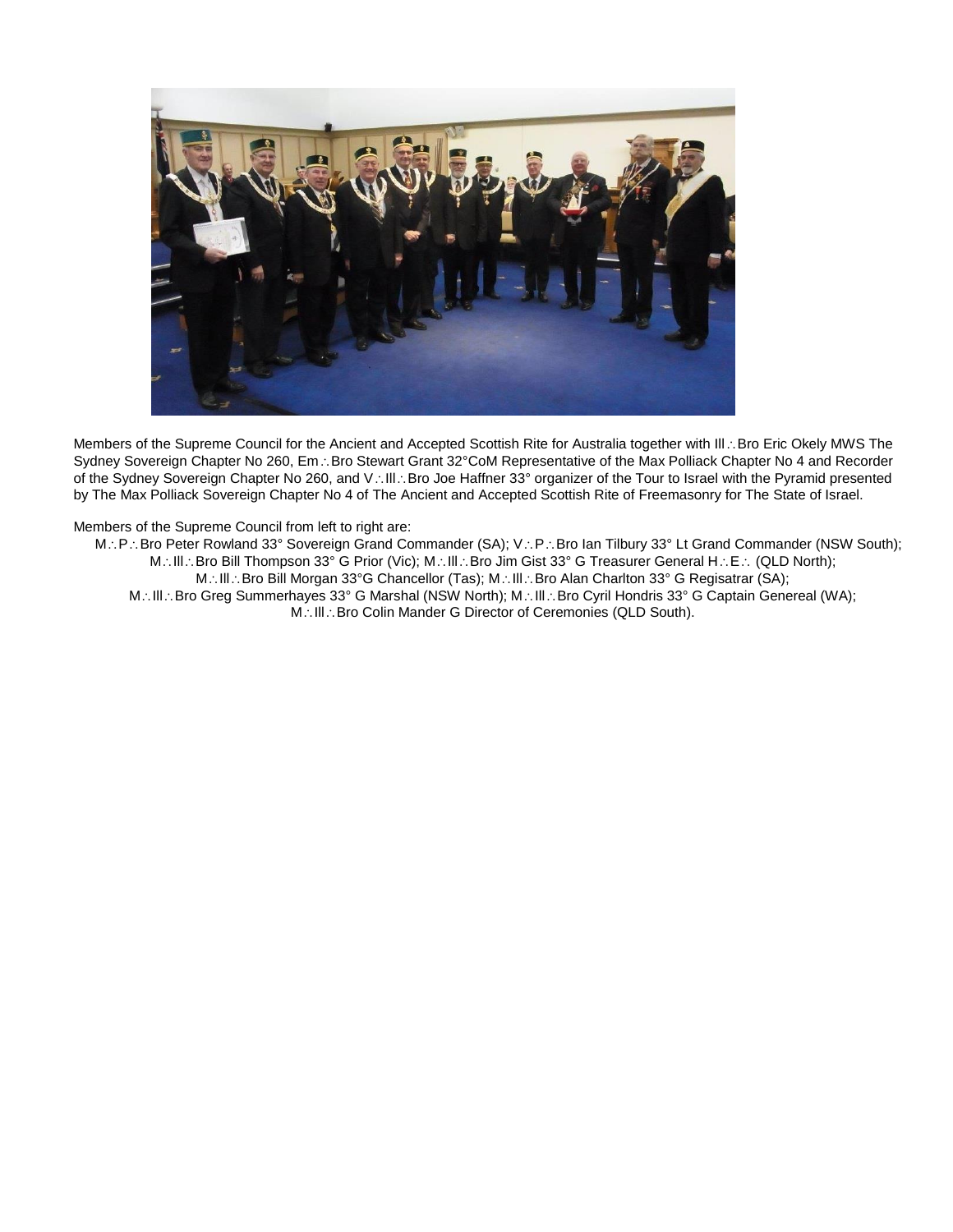Members of the Supreme Council for the Ancient and Accepted Scottish Rite for Australia together with Ill∴Bro Eric Okely MWS The Sydney Sovereign Chapter No 260, Em∴Bro Stewart Grant 32°CoM Representative of the Max Polliack Chapter No 4 and Recorder of the Sydney Sovereign Chapter No 260, and V∴Ill∴Bro Joe Haffner 33° organizer of the Tour to Israel with the Pyramid presented by The Max Polliack Sovereign Chapter No 4 of The Ancient and Accepted Scottish Rite of Freemasonry for The State of Israel.

Members of the Supreme Council from left to right are:

M∴P∴Bro Peter Rowland 33° Sovereign Grand Commander (SA); V∴P∴Bro Ian Tilbury 33° Lt Grand Commander (NSW South);
M∴Ill∴Bro Bill Thompson 33° G Prior (Vic); M∴Ill∴Bro Jim Gist 33° G Treasurer General H∴E∴ (QLD North);
M∴Ill∴Bro Bill Morgan 33°G Chancellor (Tas); M∴Ill∴Bro Alan Charlton 33° G Regisatrar (SA);
M∴Ill∴Bro Greg Summerhayes 33° G Marshal (NSW North); M∴Ill∴Bro Cyril Hondris 33° G Captain Genereal (WA);
M∴Ill∴Bro Colin Mander G Director of Ceremonies (QLD South).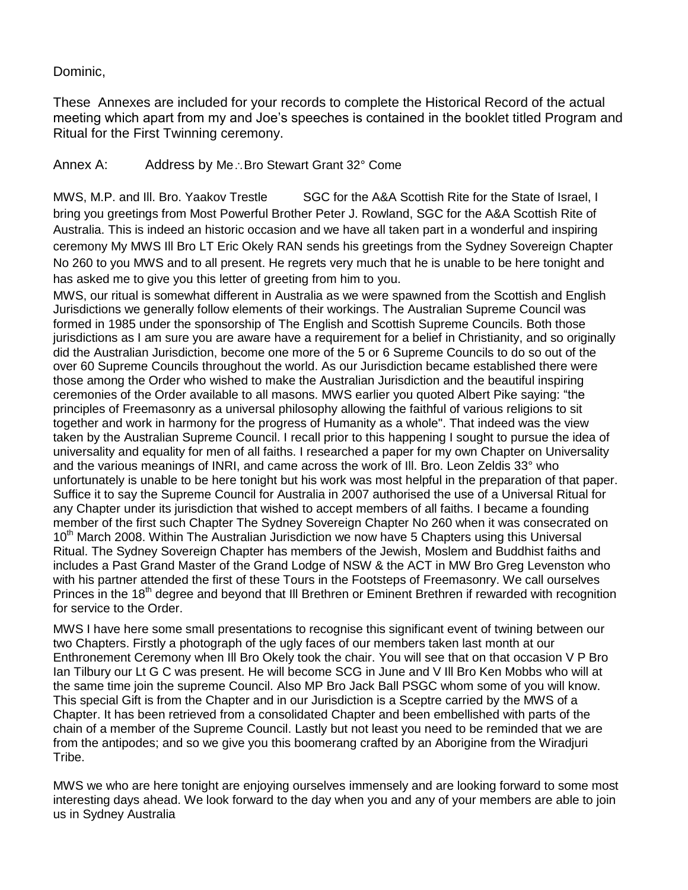Dominic,

These Annexes are included for your records to complete the Historical Record of the actual meeting which apart from my and Joe's speeches is contained in the booklet titled Program and Ritual for the First Twinning ceremony.

Annex A: Address by Me∴Bro Stewart Grant 32° Come

MWS, M.P. and Ill. Bro. Yaakov Trestle SGC for the A&A Scottish Rite for the State of Israel, I bring you greetings from Most Powerful Brother Peter J. Rowland, SGC for the A&A Scottish Rite of Australia. This is indeed an historic occasion and we have all taken part in a wonderful and inspiring ceremony My MWS Ill Bro LT Eric Okely RAN sends his greetings from the Sydney Sovereign Chapter No 260 to you MWS and to all present. He regrets very much that he is unable to be here tonight and has asked me to give you this letter of greeting from him to you.

MWS, our ritual is somewhat different in Australia as we were spawned from the Scottish and English Jurisdictions we generally follow elements of their workings. The Australian Supreme Council was formed in 1985 under the sponsorship of The English and Scottish Supreme Councils. Both those jurisdictions as I am sure you are aware have a requirement for a belief in Christianity, and so originally did the Australian Jurisdiction, become one more of the 5 or 6 Supreme Councils to do so out of the over 60 Supreme Councils throughout the world. As our Jurisdiction became established there were those among the Order who wished to make the Australian Jurisdiction and the beautiful inspiring ceremonies of the Order available to all masons. MWS earlier you quoted Albert Pike saying: "the principles of Freemasonry as a universal philosophy allowing the faithful of various religions to sit together and work in harmony for the progress of Humanity as a whole". That indeed was the view taken by the Australian Supreme Council. I recall prior to this happening I sought to pursue the idea of universality and equality for men of all faiths. I researched a paper for my own Chapter on Universality and the various meanings of INRI, and came across the work of Ill. Bro. Leon Zeldis 33° who unfortunately is unable to be here tonight but his work was most helpful in the preparation of that paper. Suffice it to say the Supreme Council for Australia in 2007 authorised the use of a Universal Ritual for any Chapter under its jurisdiction that wished to accept members of all faiths. I became a founding member of the first such Chapter The Sydney Sovereign Chapter No 260 when it was consecrated on 10th March 2008. Within The Australian Jurisdiction we now have 5 Chapters using this Universal Ritual. The Sydney Sovereign Chapter has members of the Jewish, Moslem and Buddhist faiths and includes a Past Grand Master of the Grand Lodge of NSW & the ACT in MW Bro Greg Levenston who with his partner attended the first of these Tours in the Footsteps of Freemasonry. We call ourselves Princes in the 18th degree and beyond that Ill Brethren or Eminent Brethren if rewarded with recognition for service to the Order.

MWS I have here some small presentations to recognise this significant event of twining between our two Chapters. Firstly a photograph of the ugly faces of our members taken last month at our Enthronement Ceremony when Ill Bro Okely took the chair. You will see that on that occasion V P Bro Ian Tilbury our Lt G C was present. He will become SCG in June and V Ill Bro Ken Mobbs who will at the same time join the supreme Council. Also MP Bro Jack Ball PSGC whom some of you will know. This special Gift is from the Chapter and in our Jurisdiction is a Sceptre carried by the MWS of a Chapter. It has been retrieved from a consolidated Chapter and been embellished with parts of the chain of a member of the Supreme Council. Lastly but not least you need to be reminded that we are from the antipodes; and so we give you this boomerang crafted by an Aborigine from the Wiradjuri Tribe.

MWS we who are here tonight are enjoying ourselves immensely and are looking forward to some most interesting days ahead. We look forward to the day when you and any of your members are able to join us in Sydney Australia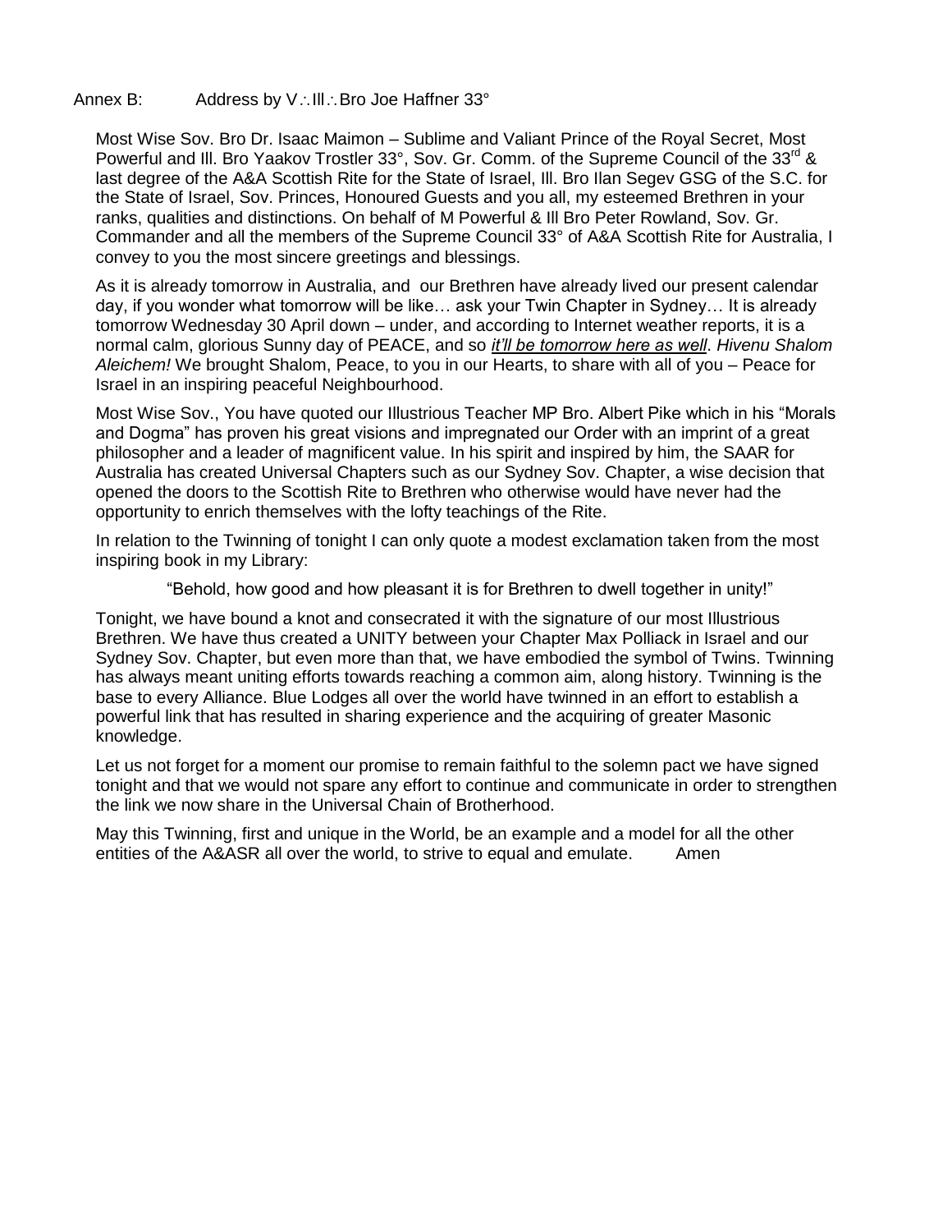Annex B: Address by V∴Ill∴Bro Joe Haffner 33°

Most Wise Sov. Bro Dr. Isaac Maimon – Sublime and Valiant Prince of the Royal Secret, Most Powerful and Ill. Bro Yaakov Trostler 33°, Sov. Gr. Comm. of the Supreme Council of the 33rd & last degree of the A&A Scottish Rite for the State of Israel, Ill. Bro Ilan Segev GSG of the S.C. for the State of Israel, Sov. Princes, Honoured Guests and you all, my esteemed Brethren in your ranks, qualities and distinctions. On behalf of M Powerful & Ill Bro Peter Rowland, Sov. Gr. Commander and all the members of the Supreme Council 33° of A&A Scottish Rite for Australia, I convey to you the most sincere greetings and blessings.

As it is already tomorrow in Australia, and our Brethren have already lived our present calendar day, if you wonder what tomorrow will be like… ask your Twin Chapter in Sydney… It is already tomorrow Wednesday 30 April down – under, and according to Internet weather reports, it is a normal calm, glorious Sunny day of PEACE, and so ***it'll be tomorrow here as well***. *Hivenu Shalom Aleichem!* We brought Shalom, Peace, to you in our Hearts, to share with all of you – Peace for Israel in an inspiring peaceful Neighbourhood.

Most Wise Sov., You have quoted our Illustrious Teacher MP Bro. Albert Pike which in his "Morals and Dogma" has proven his great visions and impregnated our Order with an imprint of a great philosopher and a leader of magnificent value. In his spirit and inspired by him, the SAAR for Australia has created Universal Chapters such as our Sydney Sov. Chapter, a wise decision that opened the doors to the Scottish Rite to Brethren who otherwise would have never had the opportunity to enrich themselves with the lofty teachings of the Rite.

In relation to the Twinning of tonight I can only quote a modest exclamation taken from the most inspiring book in my Library:

> "Behold, how good and how pleasant it is for Brethren to dwell together in unity!"

Tonight, we have bound a knot and consecrated it with the signature of our most Illustrious Brethren. We have thus created a UNITY between your Chapter Max Polliack in Israel and our Sydney Sov. Chapter, but even more than that, we have embodied the symbol of Twins. Twinning has always meant uniting efforts towards reaching a common aim, along history. Twinning is the base to every Alliance. Blue Lodges all over the world have twinned in an effort to establish a powerful link that has resulted in sharing experience and the acquiring of greater Masonic knowledge.

Let us not forget for a moment our promise to remain faithful to the solemn pact we have signed tonight and that we would not spare any effort to continue and communicate in order to strengthen the link we now share in the Universal Chain of Brotherhood.

May this Twinning, first and unique in the World, be an example and a model for all the other entities of the A&ASR all over the world, to strive to equal and emulate. Amen